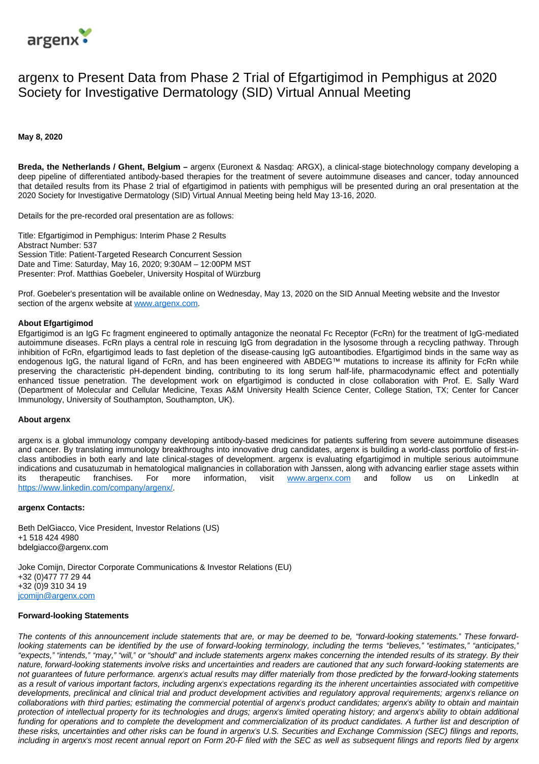# argenx to Present Data from Phase 2 Trial of Efgartigimod in Pemphigus at 2020 Society for Investigative Dermatology (SID) Virtual Annual Meeting

**May 8, 2020**

**Breda, the Netherlands / Ghent, Belgium –** argenx (Euronext & Nasdaq: ARGX), a clinical-stage biotechnology company developing a deep pipeline of differentiated antibody-based therapies for the treatment of severe autoimmune diseases and cancer, today announced that detailed results from its Phase 2 trial of efgartigimod in patients with pemphigus will be presented during an oral presentation at the 2020 Society for Investigative Dermatology (SID) Virtual Annual Meeting being held May 13-16, 2020.

Details for the pre-recorded oral presentation are as follows:

Title: Efgartigimod in Pemphigus: Interim Phase 2 Results
Abstract Number: 537
Session Title: Patient-Targeted Research Concurrent Session
Date and Time: Saturday, May 16, 2020; 9:30AM – 12:00PM MST
Presenter: Prof. Matthias Goebeler, University Hospital of Würzburg

Prof. Goebeler's presentation will be available online on Wednesday, May 13, 2020 on the SID Annual Meeting website and the Investor section of the argenx website at [www.argenx.com](http://www.argenx.com).

**About Efgartigimod**

Efgartigimod is an IgG Fc fragment engineered to optimally antagonize the neonatal Fc Receptor (FcRn) for the treatment of IgG-mediated autoimmune diseases. FcRn plays a central role in rescuing IgG from degradation in the lysosome through a recycling pathway. Through inhibition of FcRn, efgartigimod leads to fast depletion of the disease-causing IgG autoantibodies. Efgartigimod binds in the same way as endogenous IgG, the natural ligand of FcRn, and has been engineered with ABDEG™ mutations to increase its affinity for FcRn while preserving the characteristic pH-dependent binding, contributing to its long serum half-life, pharmacodynamic effect and potentially enhanced tissue penetration. The development work on efgartigimod is conducted in close collaboration with Prof. E. Sally Ward (Department of Molecular and Cellular Medicine, Texas A&M University Health Science Center, College Station, TX; Center for Cancer Immunology, University of Southampton, Southampton, UK).

**About argenx**

argenx is a global immunology company developing antibody-based medicines for patients suffering from severe autoimmune diseases and cancer. By translating immunology breakthroughs into innovative drug candidates, argenx is building a world-class portfolio of first-in-class antibodies in both early and late clinical-stages of development. argenx is evaluating efgartigimod in multiple serious autoimmune indications and cusatuzumab in hematological malignancies in collaboration with Janssen, along with advancing earlier stage assets within its therapeutic franchises. For more information, visit [www.argenx.com](http://www.argenx.com) and follow us on LinkedIn at [https://www.linkedin.com/company/argenx/](https://www.linkedin.com/company/argenx/).

**argenx Contacts:**

Beth DelGiacco, Vice President, Investor Relations (US)
+1 518 424 4980
bdelgiacco@argenx.com

Joke Comijn, Director Corporate Communications & Investor Relations (EU)
+32 (0)477 77 29 44
+32 (0)9 310 34 19
[jcomijn@argenx.com](mailto:jcomijn@argenx.com)

**Forward-looking Statements**

*The contents of this announcement include statements that are, or may be deemed to be, "forward-looking statements." These forward-looking statements can be identified by the use of forward-looking terminology, including the terms "believes," "estimates," "anticipates," "expects," "intends," "may," "will," or "should" and include statements argenx makes concerning the intended results of its strategy. By their nature, forward-looking statements involve risks and uncertainties and readers are cautioned that any such forward-looking statements are not guarantees of future performance. argenx's actual results may differ materially from those predicted by the forward-looking statements as a result of various important factors, including argenx's expectations regarding its the inherent uncertainties associated with competitive developments, preclinical and clinical trial and product development activities and regulatory approval requirements; argenx's reliance on collaborations with third parties; estimating the commercial potential of argenx's product candidates; argenx's ability to obtain and maintain protection of intellectual property for its technologies and drugs; argenx's limited operating history; and argenx's ability to obtain additional funding for operations and to complete the development and commercialization of its product candidates. A further list and description of these risks, uncertainties and other risks can be found in argenx's U.S. Securities and Exchange Commission (SEC) filings and reports, including in argenx's most recent annual report on Form 20-F filed with the SEC as well as subsequent filings and reports filed by argenx*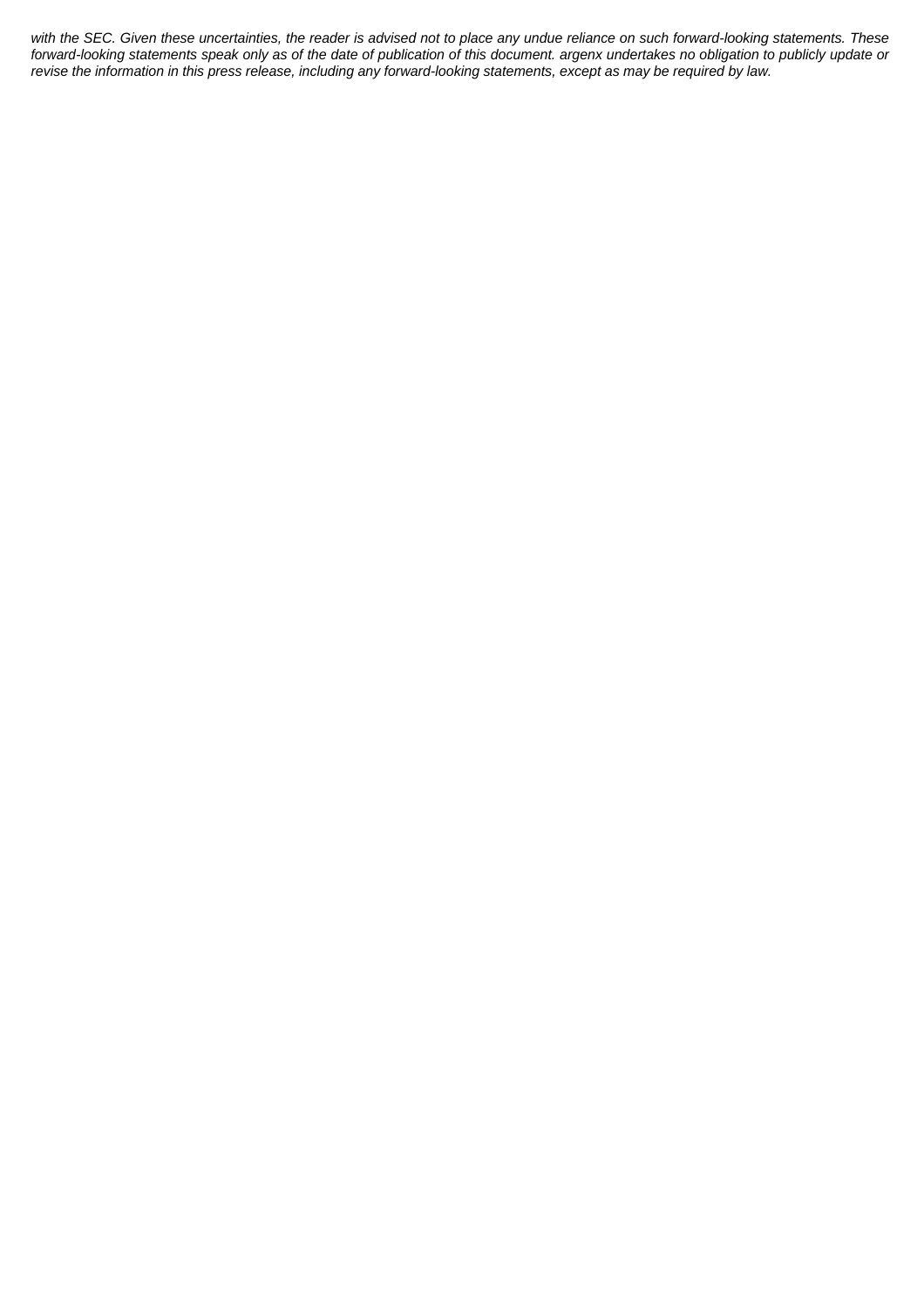*with the SEC. Given these uncertainties, the reader is advised not to place any undue reliance on such forward-looking statements. These forward-looking statements speak only as of the date of publication of this document. argenx undertakes no obligation to publicly update or revise the information in this press release, including any forward-looking statements, except as may be required by law.*